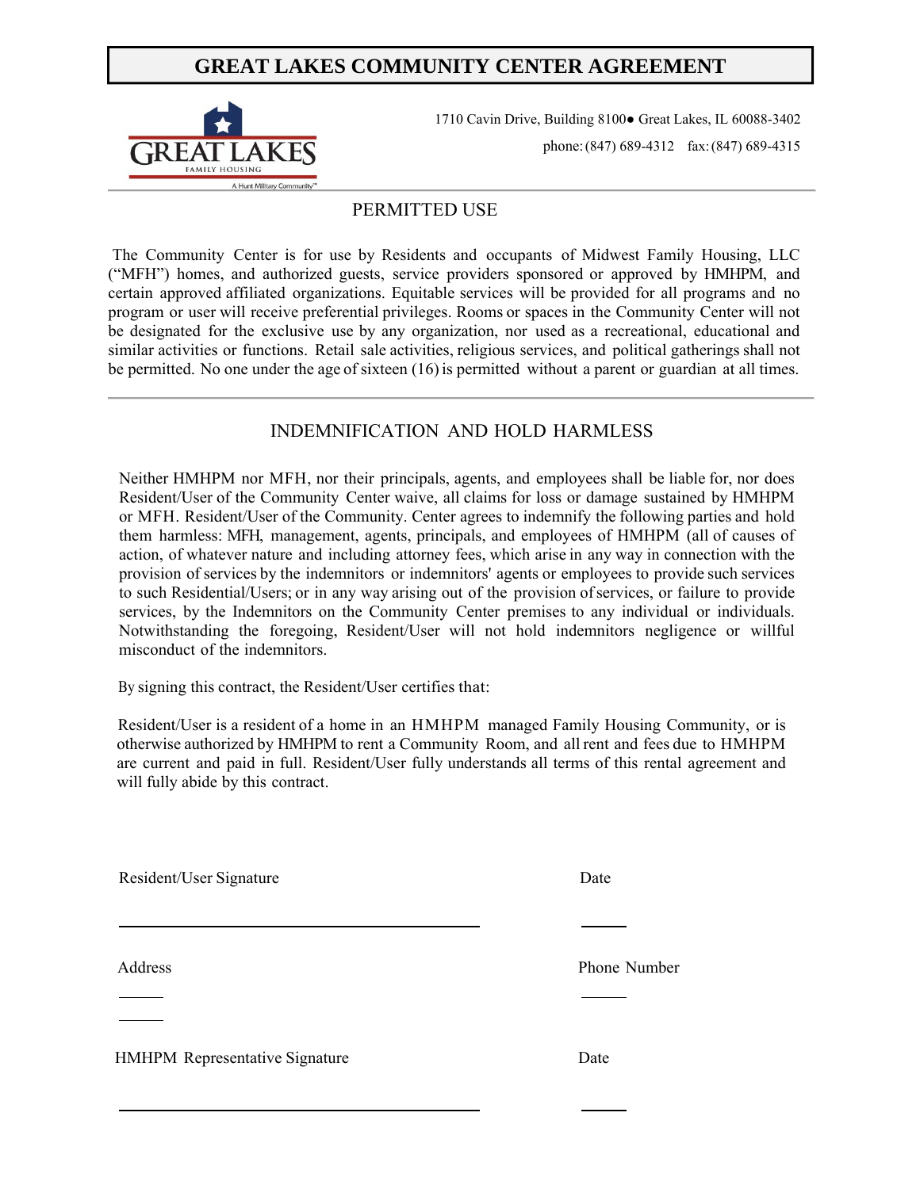# GREAT LAKES COMMUNITY CENTER AGREEMENT

GREAT LAKES FAMILY HOUSING

A Hunt Military Community™

1710 Cavin Drive, Building 8100● Great Lakes, IL 60088-3402

phone: (847) 689-4312 fax: (847) 689-4315

## PERMITTED USE

The Community Center is for use by Residents and occupants of Midwest Family Housing, LLC ("MFH") homes, and authorized guests, service providers sponsored or approved by HMHPM, and certain approved affiliated organizations. Equitable services will be provided for all programs and no program or user will receive preferential privileges. Rooms or spaces in the Community Center will not be designated for the exclusive use by any organization, nor used as a recreational, educational and similar activities or functions. Retail sale activities, religious services, and political gatherings shall not be permitted. No one under the age of sixteen (16) is permitted without a parent or guardian at all times.

## INDEMNIFICATION AND HOLD HARMLESS

Neither HMHPM nor MFH, nor their principals, agents, and employees shall be liable for, nor does Resident/User of the Community Center waive, all claims for loss or damage sustained by HMHPM or MFH. Resident/User of the Community. Center agrees to indemnify the following parties and hold them harmless: MFH, management, agents, principals, and employees of HMHPM (all of causes of action, of whatever nature and including attorney fees, which arise in any way in connection with the provision of services by the indemnitors or indemnitors' agents or employees to provide such services to such Residential/Users; or in any way arising out of the provision of services, or failure to provide services, by the Indemnitors on the Community Center premises to any individual or individuals. Notwithstanding the foregoing, Resident/User will not hold indemnitors negligence or willful misconduct of the indemnitors.

By signing this contract, the Resident/User certifies that:

Resident/User is a resident of a home in an HMHPM managed Family Housing Community, or is otherwise authorized by HMHPM to rent a Community Room, and all rent and fees due to HMHPM are current and paid in full. Resident/User fully understands all terms of this rental agreement and will fully abide by this contract.

Resident/User Signature ______________________________ Date ______

Address ______ ______ Phone Number ______

HMHPM Representative Signature ______________________________ Date ______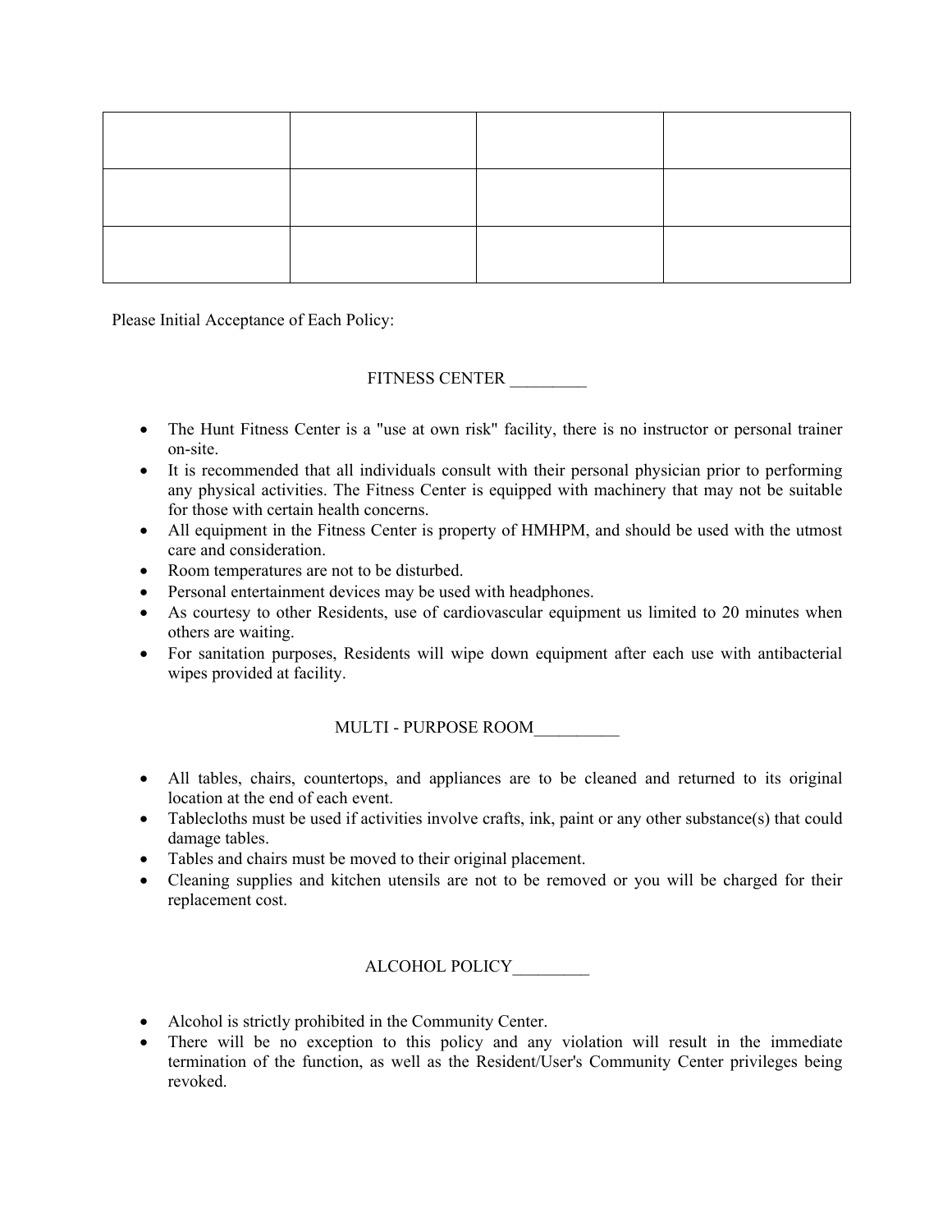| | | | |
|---|---|---|---|
| | | | |
| | | | |
| | | | |

Please Initial Acceptance of Each Policy:

FITNESS CENTER _________

- The Hunt Fitness Center is a "use at own risk" facility, there is no instructor or personal trainer on-site.
- It is recommended that all individuals consult with their personal physician prior to performing any physical activities. The Fitness Center is equipped with machinery that may not be suitable for those with certain health concerns.
- All equipment in the Fitness Center is property of HMHPM, and should be used with the utmost care and consideration.
- Room temperatures are not to be disturbed.
- Personal entertainment devices may be used with headphones.
- As courtesy to other Residents, use of cardiovascular equipment us limited to 20 minutes when others are waiting.
- For sanitation purposes, Residents will wipe down equipment after each use with antibacterial wipes provided at facility.

MULTI - PURPOSE ROOM__________

- All tables, chairs, countertops, and appliances are to be cleaned and returned to its original location at the end of each event.
- Tablecloths must be used if activities involve crafts, ink, paint or any other substance(s) that could damage tables.
- Tables and chairs must be moved to their original placement.
- Cleaning supplies and kitchen utensils are not to be removed or you will be charged for their replacement cost.

ALCOHOL POLICY_________

- Alcohol is strictly prohibited in the Community Center.
- There will be no exception to this policy and any violation will result in the immediate termination of the function, as well as the Resident/User's Community Center privileges being revoked.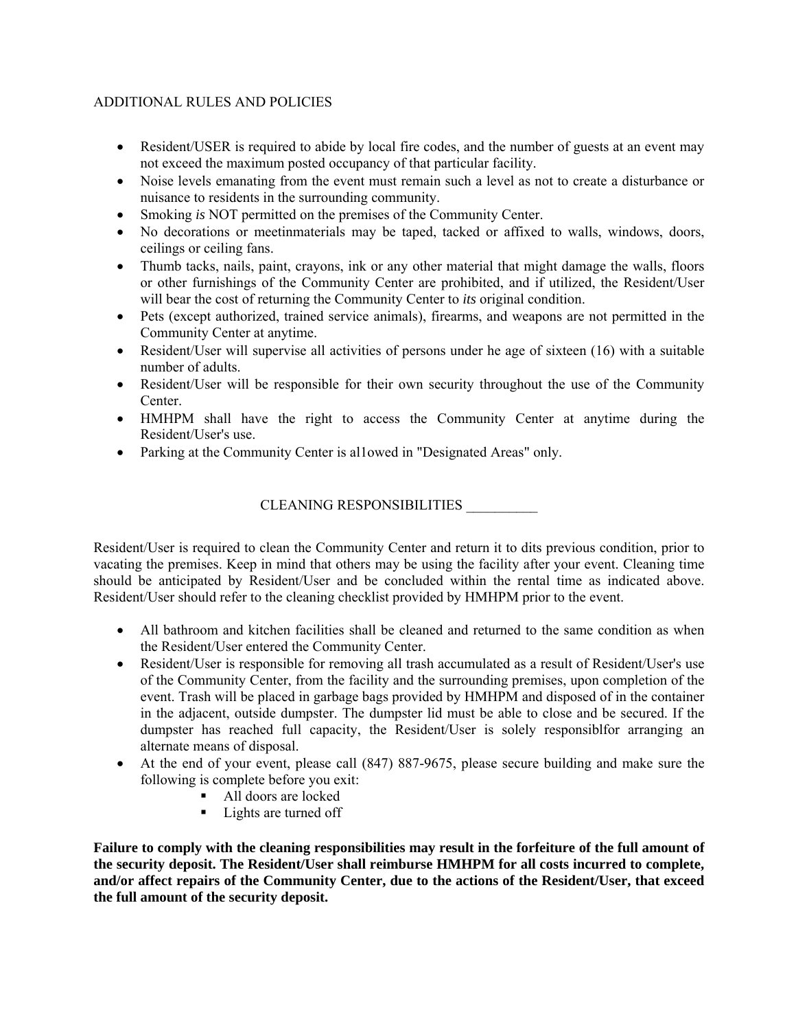## ADDITIONAL RULES AND POLICIES

- Resident/USER is required to abide by local fire codes, and the number of guests at an event may not exceed the maximum posted occupancy of that particular facility.
- Noise levels emanating from the event must remain such a level as not to create a disturbance or nuisance to residents in the surrounding community.
- Smoking *is* NOT permitted on the premises of the Community Center.
- No decorations or meetinmaterials may be taped, tacked or affixed to walls, windows, doors, ceilings or ceiling fans.
- Thumb tacks, nails, paint, crayons, ink or any other material that might damage the walls, floors or other furnishings of the Community Center are prohibited, and if utilized, the Resident/User will bear the cost of returning the Community Center to *its* original condition.
- Pets (except authorized, trained service animals), firearms, and weapons are not permitted in the Community Center at anytime.
- Resident/User will supervise all activities of persons under he age of sixteen (16) with a suitable number of adults.
- Resident/User will be responsible for their own security throughout the use of the Community Center.
- HMHPM shall have the right to access the Community Center at anytime during the Resident/User's use.
- Parking at the Community Center is al1owed in "Designated Areas" only.

## CLEANING RESPONSIBILITIES __________

Resident/User is required to clean the Community Center and return it to dits previous condition, prior to vacating the premises. Keep in mind that others may be using the facility after your event. Cleaning time should be anticipated by Resident/User and be concluded within the rental time as indicated above. Resident/User should refer to the cleaning checklist provided by HMHPM prior to the event.

- All bathroom and kitchen facilities shall be cleaned and returned to the same condition as when the Resident/User entered the Community Center.
- Resident/User is responsible for removing all trash accumulated as a result of Resident/User's use of the Community Center, from the facility and the surrounding premises, upon completion of the event. Trash will be placed in garbage bags provided by HMHPM and disposed of in the container in the adjacent, outside dumpster. The dumpster lid must be able to close and be secured. If the dumpster has reached full capacity, the Resident/User is solely responsiblfor arranging an alternate means of disposal.
- At the end of your event, please call (847) 887-9675, please secure building and make sure the following is complete before you exit:
    - All doors are locked
    - Lights are turned off

**Failure to comply with the cleaning responsibilities may result in the forfeiture of the full amount of the security deposit. The Resident/User shall reimburse HMHPM for all costs incurred to complete, and/or affect repairs of the Community Center, due to the actions of the Resident/User, that exceed the full amount of the security deposit.**